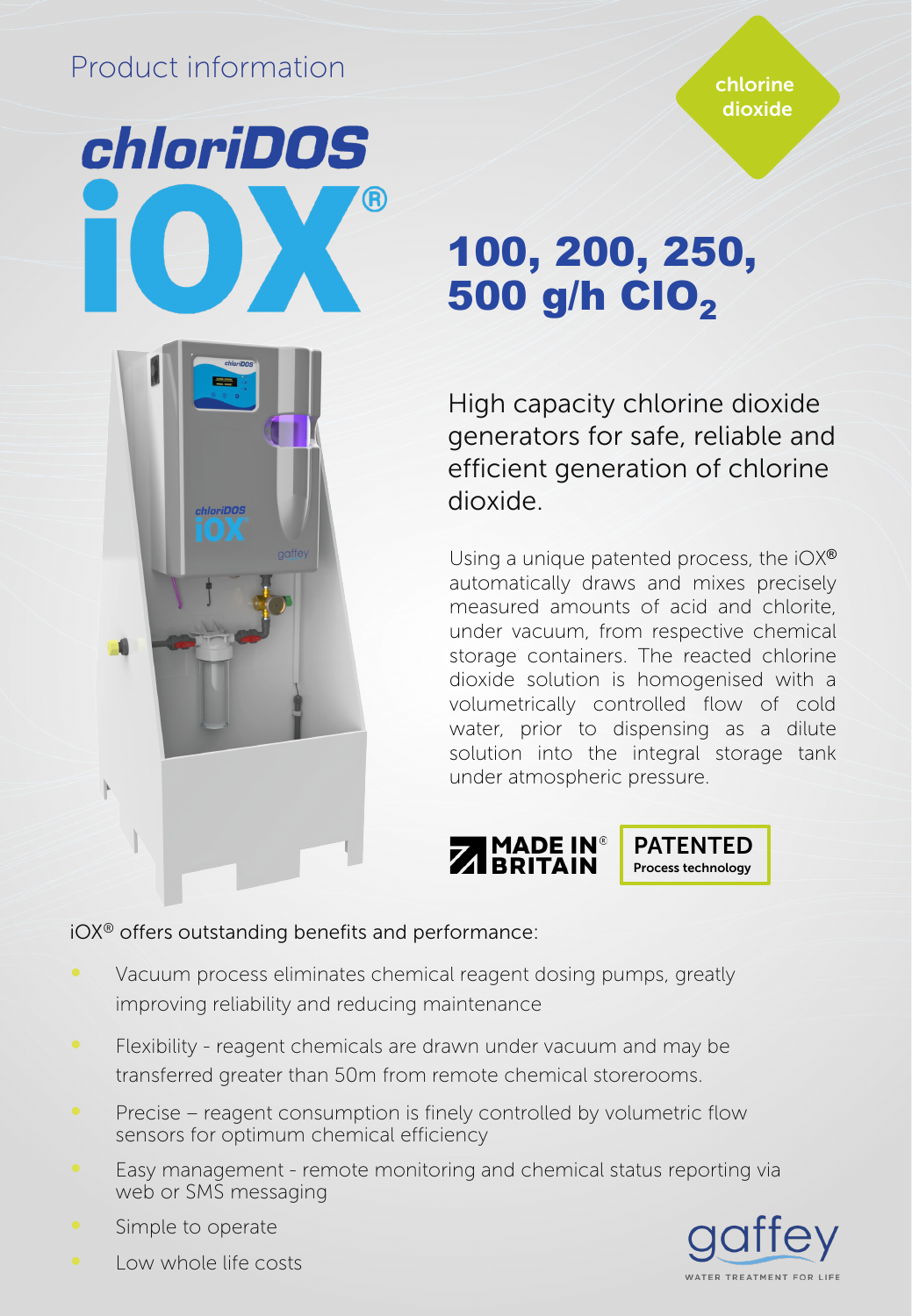Product information

chlorine dioxide

# chloriDOS iOX®

## 100, 200, 250, 500 g/h $ClO_2$

High capacity chlorine dioxide generators for safe, reliable and efficient generation of chlorine dioxide.

Using a unique patented process, the iOX® automatically draws and mixes precisely measured amounts of acid and chlorite, under vacuum, from respective chemical storage containers. The reacted chlorine dioxide solution is homogenised with a volumetrically controlled flow of cold water, prior to dispensing as a dilute solution into the integral storage tank under atmospheric pressure.

MADE IN® BRITAIN

**PATENTED**
Process technology

iOX® offers outstanding benefits and performance:

- Vacuum process eliminates chemical reagent dosing pumps, greatly improving reliability and reducing maintenance
- Flexibility - reagent chemicals are drawn under vacuum and may be transferred greater than 50m from remote chemical storerooms.
- Precise – reagent consumption is finely controlled by volumetric flow sensors for optimum chemical efficiency
- Easy management - remote monitoring and chemical status reporting via web or SMS messaging
- Simple to operate
- Low whole life costs

gaffey
WATER TREATMENT FOR LIFE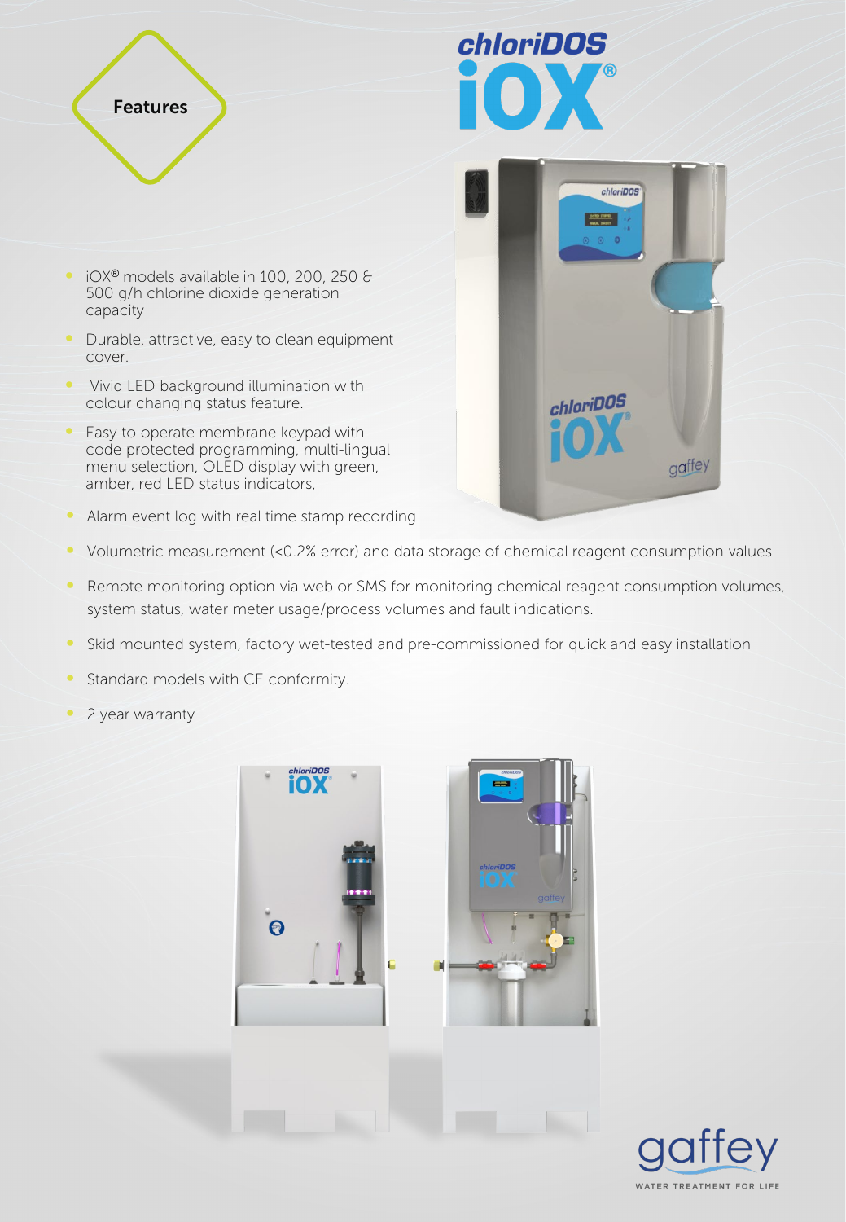## Features

# chloriDOS iOX®

- iOX® models available in 100, 200, 250 & 500 g/h chlorine dioxide generation capacity
- Durable, attractive, easy to clean equipment cover.
- Vivid LED background illumination with colour changing status feature.
- Easy to operate membrane keypad with code protected programming, multi-lingual menu selection, OLED display with green, amber, red LED status indicators,
- Alarm event log with real time stamp recording
- Volumetric measurement (<0.2% error) and data storage of chemical reagent consumption values
- Remote monitoring option via web or SMS for monitoring chemical reagent consumption volumes, system status, water meter usage/process volumes and fault indications.
- Skid mounted system, factory wet-tested and pre-commissioned for quick and easy installation
- Standard models with CE conformity.
- 2 year warranty

gaffey
WATER TREATMENT FOR LIFE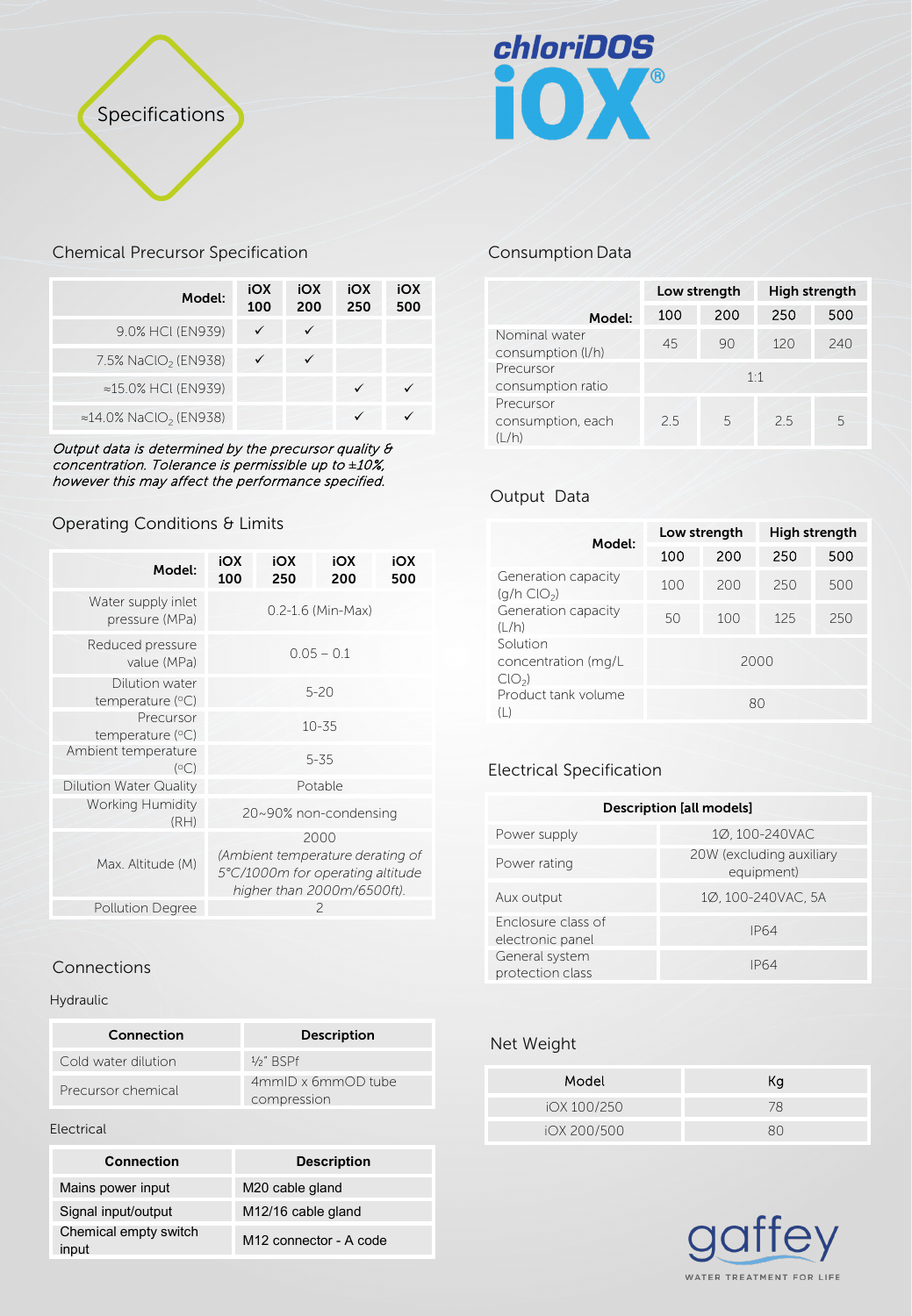# Specifications

**chloriDOS iOX®**

## Chemical Precursor Specification

| Model: | iOX 100 | iOX 200 | iOX 250 | iOX 500 |
|---|---|---|---|---|
| 9.0% HCl (EN939) | ✓ | ✓ | | |
| 7.5% $NaClO_2$ (EN938) | ✓ | ✓ | | |
| ≈15.0% HCl (EN939) | | | ✓ | ✓ |
| ≈14.0% $NaClO_2$ (EN938) | | | ✓ | ✓ |

*Output data is determined by the precursor quality & concentration. Tolerance is permissible up to ±10%, however this may affect the performance specified.*

## Operating Conditions & Limits

| Model: | iOX 100 | iOX 250 | iOX 200 | iOX 500 |
|---|---|---|---|---|
| Water supply inlet pressure (MPa) | 0.2-1.6 (Min-Max) | | | |
| Reduced pressure value (MPa) | 0.05 – 0.1 | | | |
| Dilution water temperature (°C) | 5-20 | | | |
| Precursor temperature (°C) | 10-35 | | | |
| Ambient temperature (°C) | 5-35 | | | |
| Dilution Water Quality | Potable | | | |
| Working Humidity (RH) | 20~90% non-condensing | | | |
| Max. Altitude (M) | 2000 *(Ambient temperature derating of 5°C/1000m for operating altitude higher than 2000m/6500ft).* | | | |
| Pollution Degree | 2 | | | |

## Connections

### Hydraulic

| Connection | Description |
|---|---|
| Cold water dilution | ½" BSPf |
| Precursor chemical | 4mmID x 6mmOD tube compression |

### Electrical

| Connection | Description |
|---|---|
| Mains power input | M20 cable gland |
| Signal input/output | M12/16 cable gland |
| Chemical empty switch input | M12 connector - A code |

## Consumption Data

| Model: | Low strength | | High strength | |
|---|---|---|---|---|
| | 100 | 200 | 250 | 500 |
| Nominal water consumption (l/h) | 45 | 90 | 120 | 240 |
| Precursor consumption ratio | 1:1 | | | |
| Precursor consumption, each (L/h) | 2.5 | 5 | 2.5 | 5 |

## Output Data

| Model: | Low strength | | High strength | |
|---|---|---|---|---|
| | 100 | 200 | 250 | 500 |
| Generation capacity (g/h $ClO_2$) | 100 | 200 | 250 | 500 |
| Generation capacity (L/h) | 50 | 100 | 125 | 250 |
| Solution concentration (mg/L $ClO_2$) | 2000 | | | |
| Product tank volume (L) | 80 | | | |

## Electrical Specification

| Description [all models] | |
|---|---|
| Power supply | 1Ø, 100-240VAC |
| Power rating | 20W (excluding auxiliary equipment) |
| Aux output | 1Ø, 100-240VAC, 5A |
| Enclosure class of electronic panel | IP64 |
| General system protection class | IP64 |

## Net Weight

| Model | Kg |
|---|---|
| iOX 100/250 | 78 |
| iOX 200/500 | 80 |

gaffey
WATER TREATMENT FOR LIFE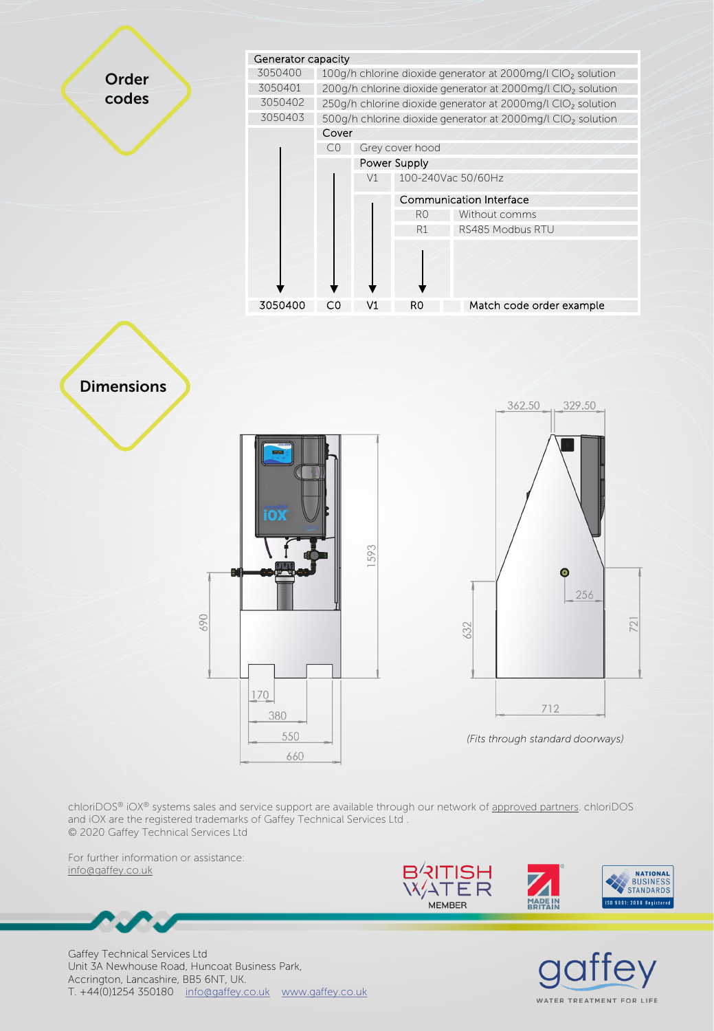## Order codes

| Generator capacity | | | | |
|---|---|---|---|---|
| 3050400 | 100g/h chlorine dioxide generator at 2000mg/l $ClO_2$ solution | | | |
| 3050401 | 200g/h chlorine dioxide generator at 2000mg/l $ClO_2$ solution | | | |
| 3050402 | 250g/h chlorine dioxide generator at 2000mg/l $ClO_2$ solution | | | |
| 3050403 | 500g/h chlorine dioxide generator at 2000mg/l $ClO_2$ solution | | | |
| | Cover | | | |
| | C0 | Grey cover hood | | |
| | | Power Supply | | |
| | | V1 | 100-240Vac 50/60Hz | |
| | | | Communication Interface | |
| | | | R0 | Without comms |
| | | | R1 | RS485 Modbus RTU |
| 3050400 | C0 | V1 | R0 | Match code order example |

## Dimensions

1593
690
170
380
550
660

362.50
329.50
256
632
721
712

*(Fits through standard doorways)*

chloriDOS® iOX® systems sales and service support are available through our network of approved partners. chloriDOS and iOX are the registered trademarks of Gaffey Technical Services Ltd .
© 2020 Gaffey Technical Services Ltd

For further information or assistance:
info@gaffey.co.uk

BRITISH WATER MEMBER
MADE IN BRITAIN
NATIONAL BUSINESS STANDARDS ISO 9001: 2008 Registered

Gaffey Technical Services Ltd
Unit 3A Newhouse Road, Huncoat Business Park,
Accrington, Lancashire, BB5 6NT, UK.
T. +44(0)1254 350180 info@gaffey.co.uk www.gaffey.co.uk

gaffey
WATER TREATMENT FOR LIFE